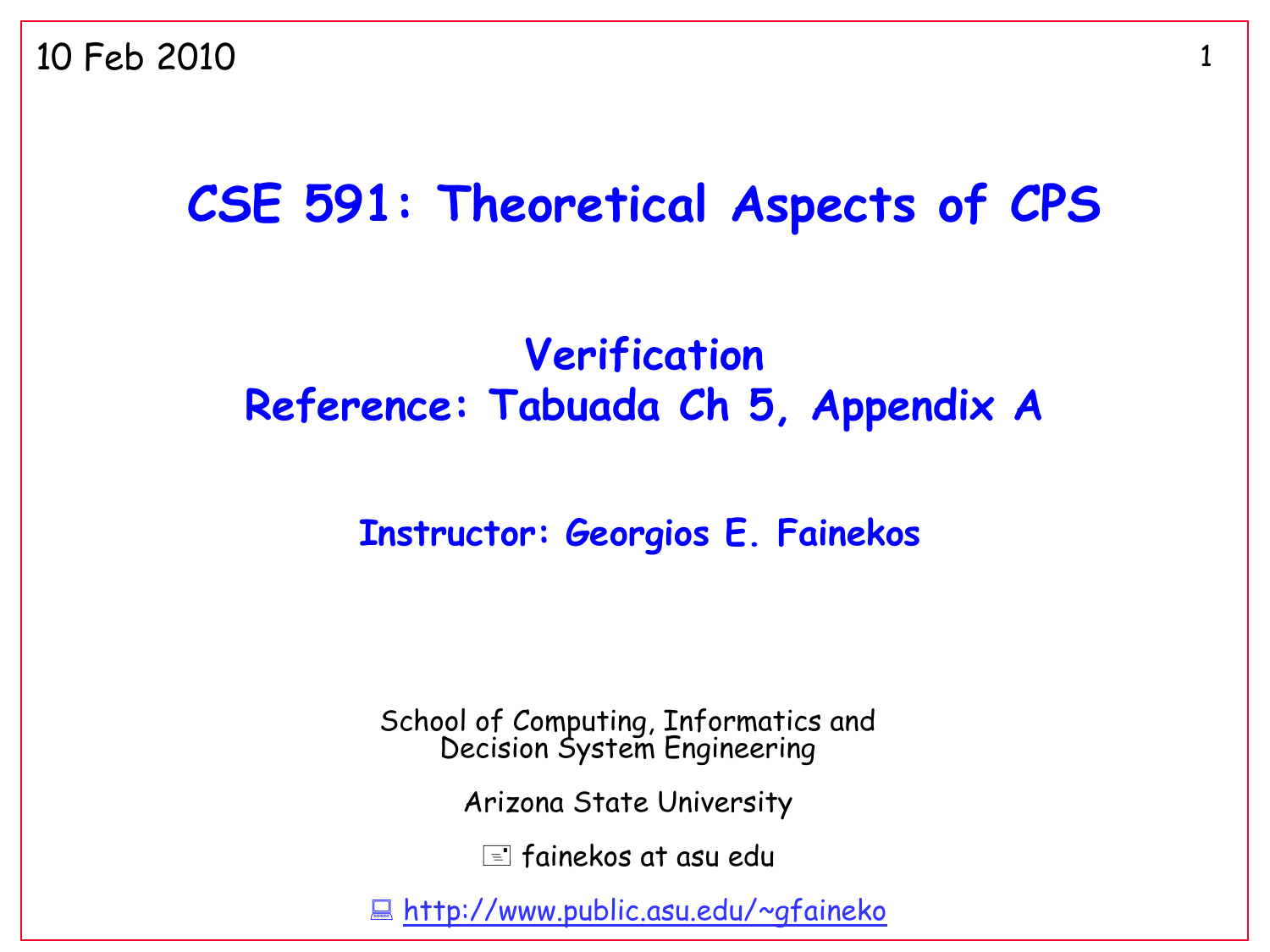10 Feb 2010

# CSE 591: Theoretical Aspects of CPS

## Verification
## Reference: Tabuada Ch 5, Appendix A

### Instructor: Georgios E. Fainekos

School of Computing, Informatics and Decision System Engineering

Arizona State University

fainekos at asu edu

http://www.public.asu.edu/~gfaineko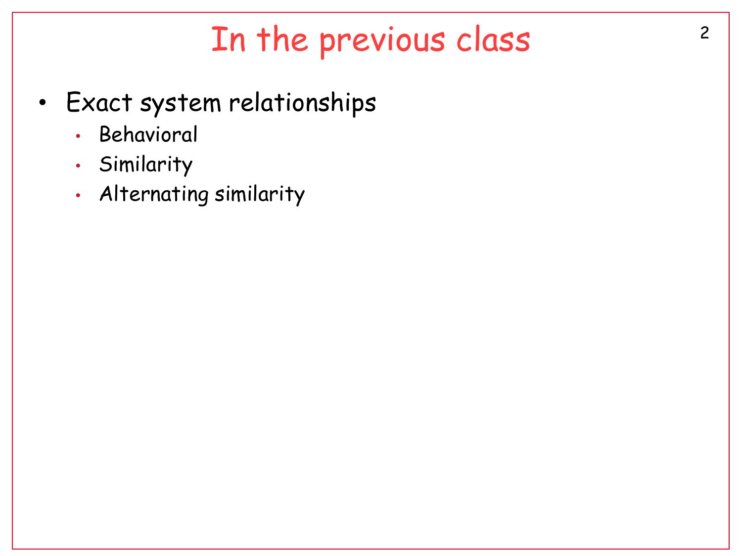# In the previous class

- Exact system relationships
  - Behavioral
  - Similarity
  - Alternating similarity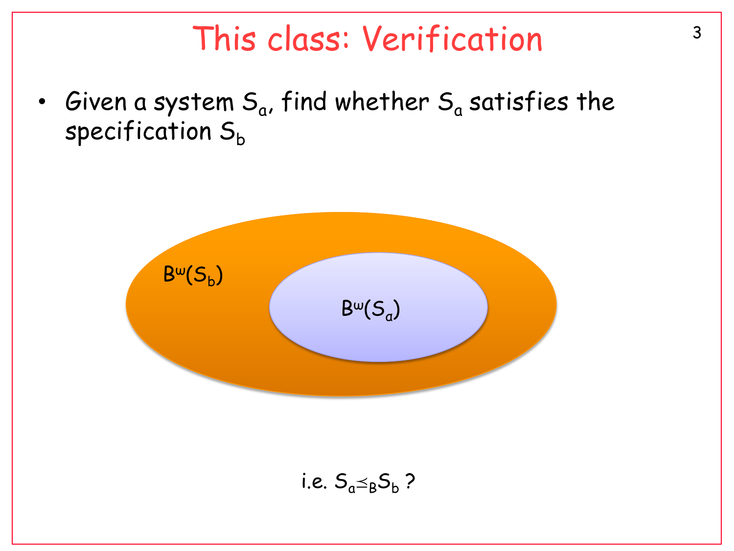# This class: Verification

- Given a system $S_a$, find whether $S_a$ satisfies the specification $S_b$

$B^\omega(S_b)$

$B^\omega(S_a)$

i.e. $S_a \preceq_B S_b$ ?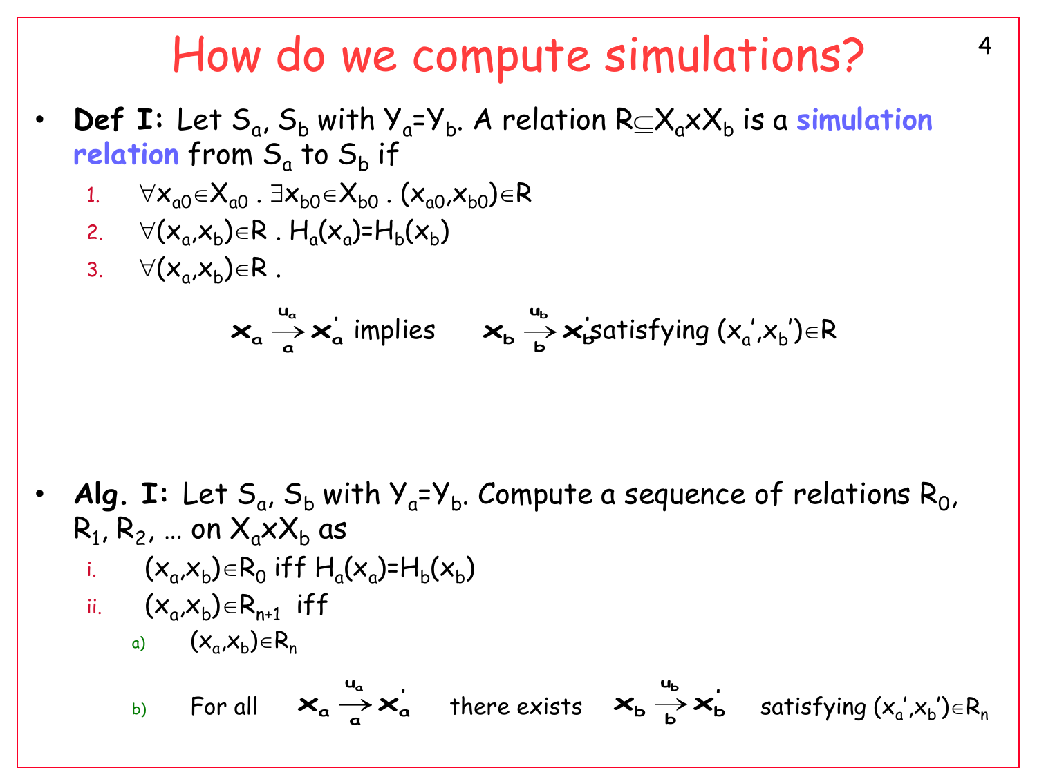# How do we compute simulations?

- **Def I:** Let $S_a$, $S_b$ with $Y_a = Y_b$. A relation $R \subseteq X_a \times X_b$ is a **simulation relation** from $S_a$ to $S_b$ if
  1. $\forall x_{a0} \in X_{a0} \,.\, \exists x_{b0} \in X_{b0} \,.\, (x_{a0}, x_{b0}) \in R$
  2. $\forall (x_a, x_b) \in R \,.\, H_a(x_a) = H_b(x_b)$
  3. $\forall (x_a, x_b) \in R \,.$

  $$x_a \xrightarrow[a]{u_a} x_a' \text{ implies } \quad x_b \xrightarrow[b]{u_b} x_b' \text{ satisfying } (x_a', x_b') \in R$$

- **Alg. I:** Let $S_a$, $S_b$ with $Y_a = Y_b$. Compute a sequence of relations $R_0$, $R_1$, $R_2$, … on $X_a \times X_b$ as
  i. $(x_a, x_b) \in R_0$ iff $H_a(x_a) = H_b(x_b)$
  ii. $(x_a, x_b) \in R_{n+1}$ iff
     a) $(x_a, x_b) \in R_n$
     b) For all $x_a \xrightarrow[a]{u_a} x_a'$ there exists $x_b \xrightarrow[b]{u_b} x_b'$ satisfying $(x_a', x_b') \in R_n$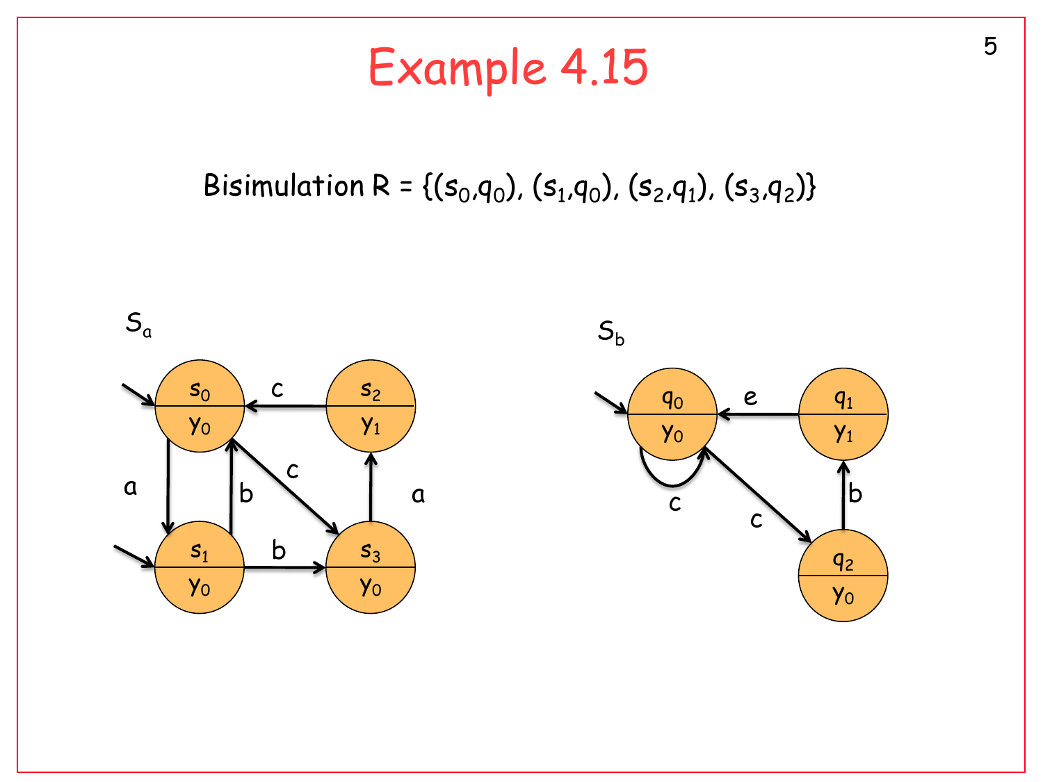# Example 4.15

Bisimulation $R = \{(s_0,q_0), (s_1,q_0), (s_2,q_1), (s_3,q_2)\}$

$S_a$

$S_b$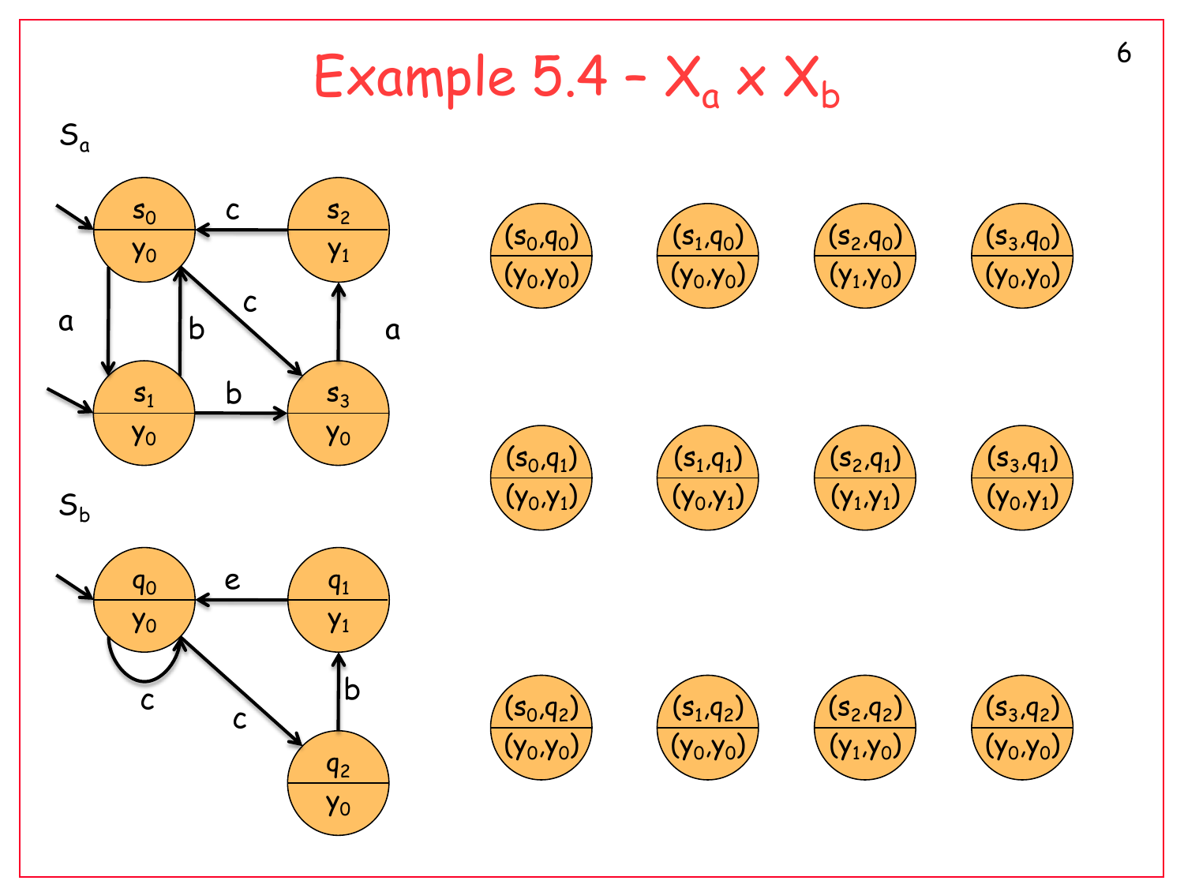# Example 5.4 – $X_a \times X_b$

$S_a$

$S_b$

| $(s_0,q_0)$ / $(y_0,y_0)$ | $(s_1,q_0)$ / $(y_0,y_0)$ | $(s_2,q_0)$ / $(y_1,y_0)$ | $(s_3,q_0)$ / $(y_0,y_0)$ |
|---|---|---|---|
| $(s_0,q_1)$ / $(y_0,y_1)$ | $(s_1,q_1)$ / $(y_0,y_1)$ | $(s_2,q_1)$ / $(y_1,y_1)$ | $(s_3,q_1)$ / $(y_0,y_1)$ |
| $(s_0,q_2)$ / $(y_0,y_0)$ | $(s_1,q_2)$ / $(y_0,y_0)$ | $(s_2,q_2)$ / $(y_1,y_0)$ | $(s_3,q_2)$ / $(y_0,y_0)$ |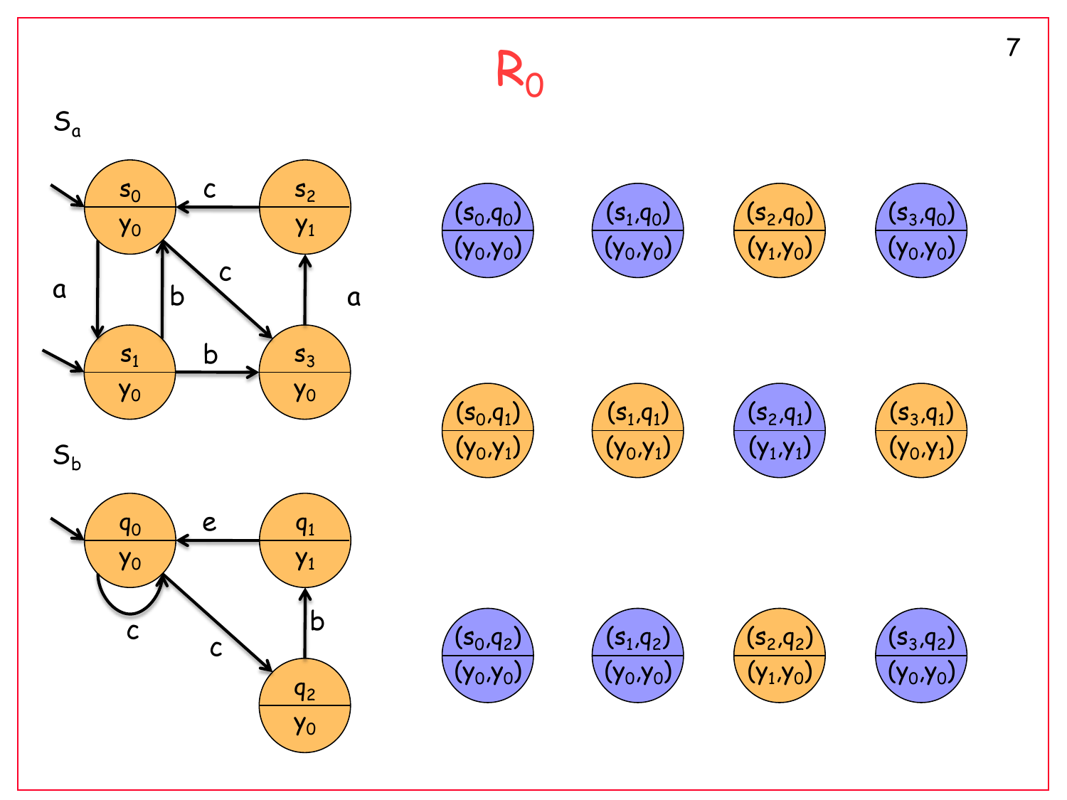# $R_0$

$S_a$

$S_b$

| | | | |
|---|---|---|---|
| $(s_0,q_0)$ / $(y_0,y_0)$ | $(s_1,q_0)$ / $(y_0,y_0)$ | $(s_2,q_0)$ / $(y_1,y_0)$ | $(s_3,q_0)$ / $(y_0,y_0)$ |
| $(s_0,q_1)$ / $(y_0,y_1)$ | $(s_1,q_1)$ / $(y_0,y_1)$ | $(s_2,q_1)$ / $(y_1,y_1)$ | $(s_3,q_1)$ / $(y_0,y_1)$ |
| $(s_0,q_2)$ / $(y_0,y_0)$ | $(s_1,q_2)$ / $(y_0,y_0)$ | $(s_2,q_2)$ / $(y_1,y_0)$ | $(s_3,q_2)$ / $(y_0,y_0)$ |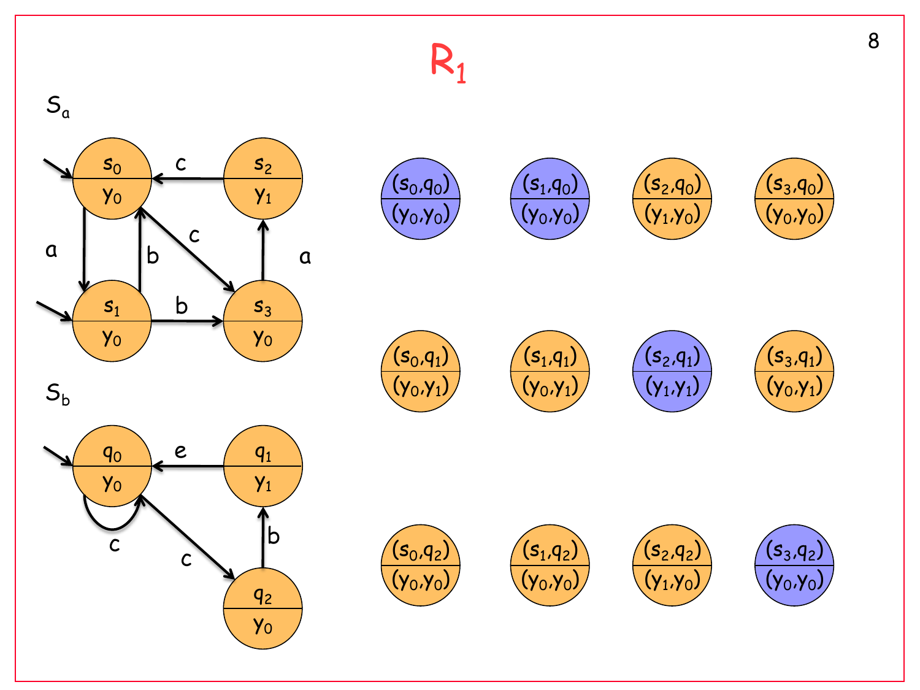# $R_1$

$S_a$

$S_b$

| | | | |
|---|---|---|---|
| $(s_0,q_0)$ / $(y_0,y_0)$ | $(s_1,q_0)$ / $(y_0,y_0)$ | $(s_2,q_0)$ / $(y_1,y_0)$ | $(s_3,q_0)$ / $(y_0,y_0)$ |
| $(s_0,q_1)$ / $(y_0,y_1)$ | $(s_1,q_1)$ / $(y_0,y_1)$ | $(s_2,q_1)$ / $(y_1,y_1)$ | $(s_3,q_1)$ / $(y_0,y_1)$ |
| $(s_0,q_2)$ / $(y_0,y_0)$ | $(s_1,q_2)$ / $(y_0,y_0)$ | $(s_2,q_2)$ / $(y_1,y_0)$ | $(s_3,q_2)$ / $(y_0,y_0)$ |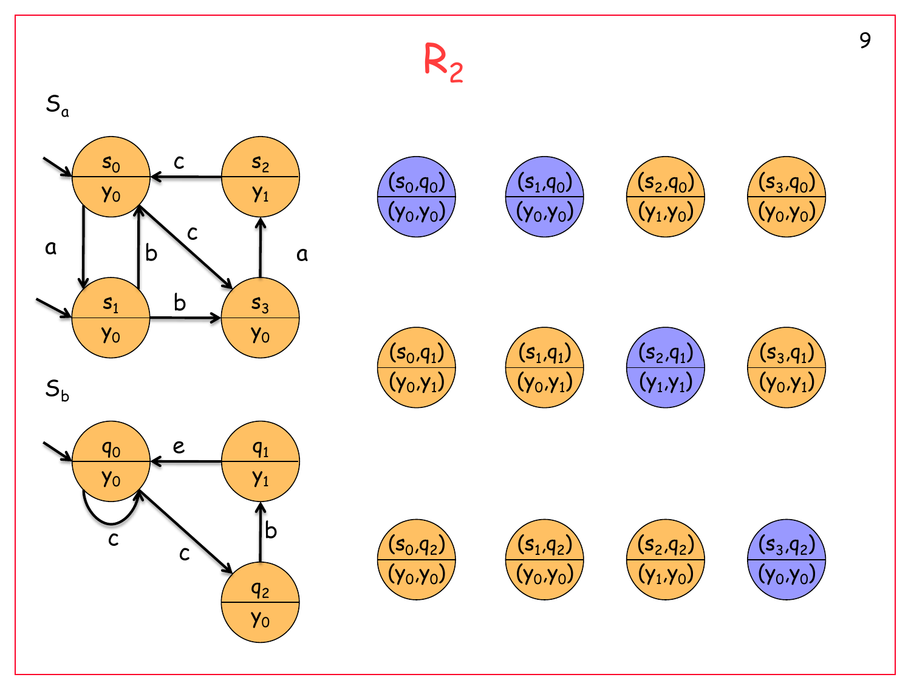# $R_2$

$S_a$

$s_0$ / $y_0$, $s_1$ / $y_0$, $s_2$ / $y_1$, $s_3$ / $y_0$

Transitions: a, b, c, b, c, a

$S_b$

$q_0$ / $y_0$, $q_1$ / $y_1$, $q_2$ / $y_0$

Transitions: e, c, c, b

| | | | |
|---|---|---|---|
| $(s_0,q_0)$ / $(y_0,y_0)$ | $(s_1,q_0)$ / $(y_0,y_0)$ | $(s_2,q_0)$ / $(y_1,y_0)$ | $(s_3,q_0)$ / $(y_0,y_0)$ |
| $(s_0,q_1)$ / $(y_0,y_1)$ | $(s_1,q_1)$ / $(y_0,y_1)$ | $(s_2,q_1)$ / $(y_1,y_1)$ | $(s_3,q_1)$ / $(y_0,y_1)$ |
| $(s_0,q_2)$ / $(y_0,y_0)$ | $(s_1,q_2)$ / $(y_0,y_0)$ | $(s_2,q_2)$ / $(y_1,y_0)$ | $(s_3,q_2)$ / $(y_0,y_0)$ |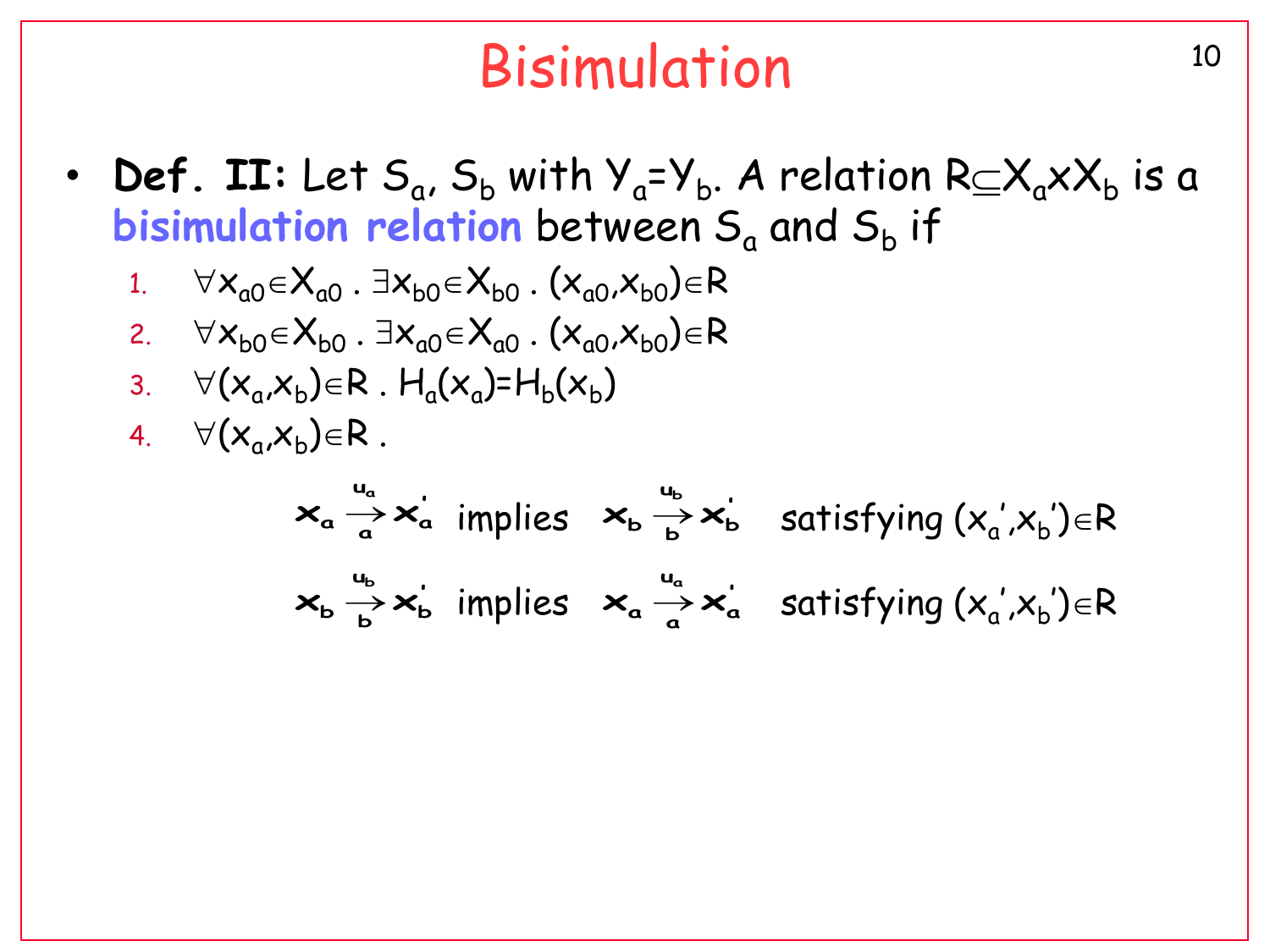# Bisimulation

- **Def. II:** Let $S_a$, $S_b$ with $Y_a = Y_b$. A relation $R \subseteq X_a \times X_b$ is a **bisimulation relation** between $S_a$ and $S_b$ if
  1. $\forall x_{a0} \in X_{a0} \,.\, \exists x_{b0} \in X_{b0} \,.\, (x_{a0}, x_{b0}) \in R$
  2. $\forall x_{b0} \in X_{b0} \,.\, \exists x_{a0} \in X_{a0} \,.\, (x_{a0}, x_{b0}) \in R$
  3. $\forall (x_a, x_b) \in R \,.\, H_a(x_a) = H_b(x_b)$
  4. $\forall (x_a, x_b) \in R \,.$

$$x_a \overset{u_a}{\underset{a}{\rightarrow}} x_a' \text{ implies } x_b \overset{u_b}{\underset{b}{\rightarrow}} x_b' \text{ satisfying } (x_a', x_b') \in R$$

$$x_b \overset{u_b}{\underset{b}{\rightarrow}} x_b' \text{ implies } x_a \overset{u_a}{\underset{a}{\rightarrow}} x_a' \text{ satisfying } (x_a', x_b') \in R$$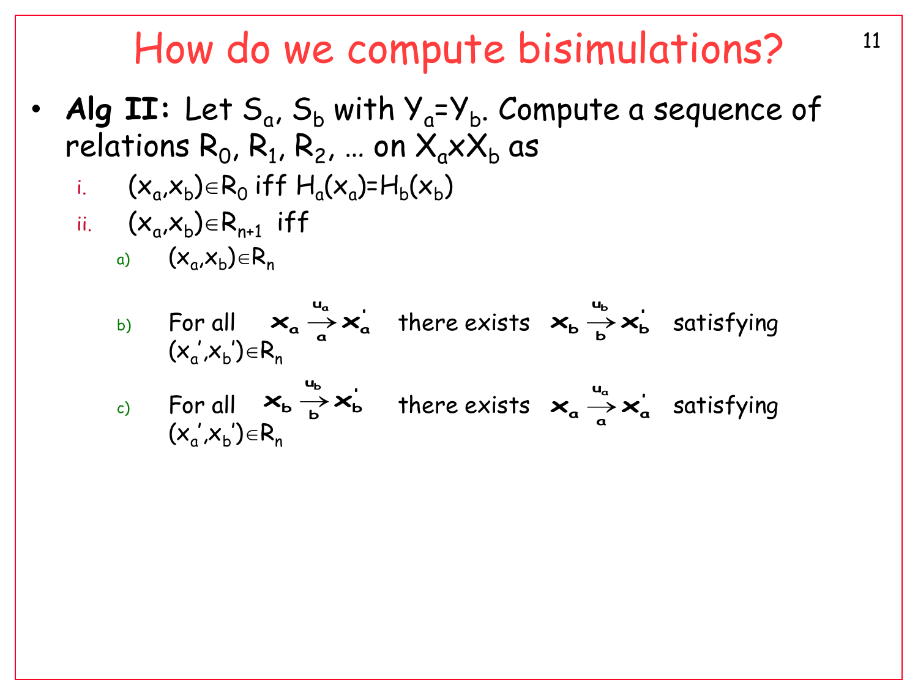# How do we compute bisimulations?

- **Alg II:** Let $S_a$, $S_b$ with $Y_a=Y_b$. Compute a sequence of relations $R_0$, $R_1$, $R_2$, … on $X_a x X_b$ as
  1. $(x_a,x_b)\in R_0$ iff $H_a(x_a)=H_b(x_b)$
  2. $(x_a,x_b)\in R_{n+1}$ iff
     a) $(x_a,x_b)\in R_n$
     b) For all $x_a \overset{u_a}{\underset{a}{\rightarrow}} x_a'$ there exists $x_b \overset{u_b}{\underset{b}{\rightarrow}} x_b'$ satisfying $(x_a',x_b')\in R_n$
     c) For all $x_b \overset{u_b}{\underset{b}{\rightarrow}} x_b'$ there exists $x_a \overset{u_a}{\underset{a}{\rightarrow}} x_a'$ satisfying $(x_a',x_b')\in R_n$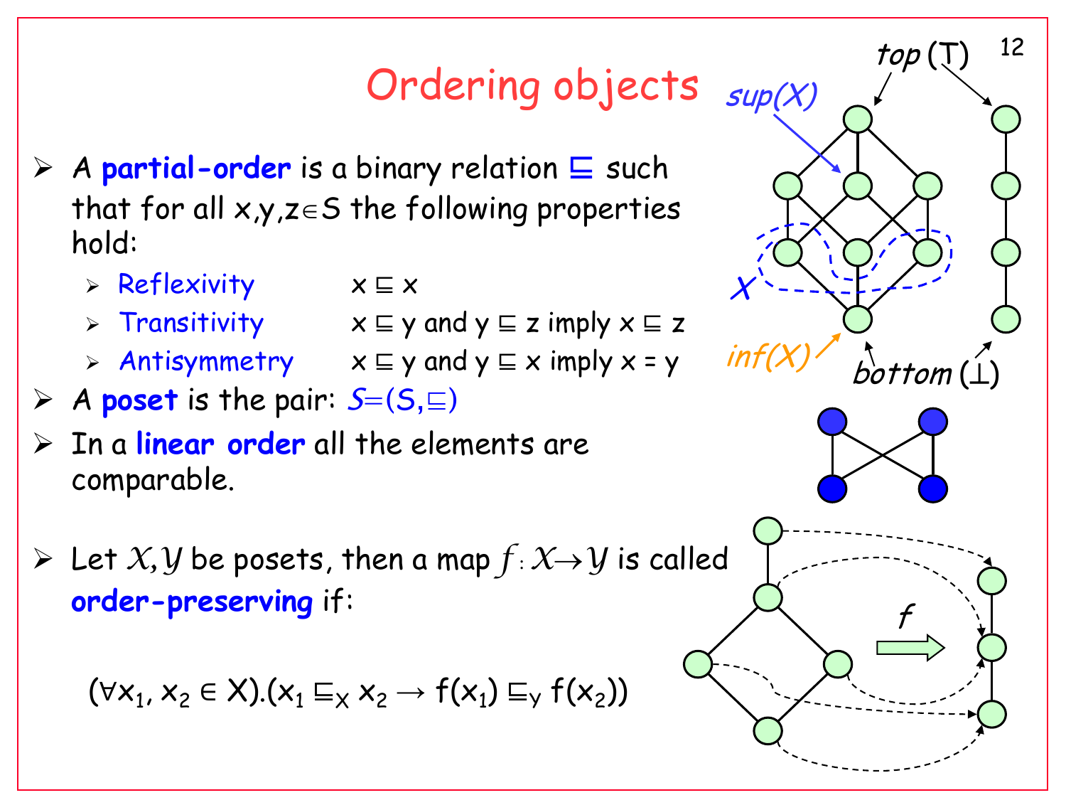# Ordering objects

- A **partial-order** is a binary relation $\sqsubseteq$ such that for all $x,y,z \in S$ the following properties hold:
  - Reflexivity $\quad x \sqsubseteq x$
  - Transitivity $\quad x \sqsubseteq y$ and $y \sqsubseteq z$ imply $x \sqsubseteq z$
  - Antisymmetry $\quad x \sqsubseteq y$ and $y \sqsubseteq x$ imply $x = y$
- A **poset** is the pair: $\mathcal{S}=(S,\sqsubseteq)$
- In a **linear order** all the elements are comparable.

- Let $\mathcal{X},\mathcal{Y}$ be posets, then a map $f : \mathcal{X} \rightarrow \mathcal{Y}$ is called **order-preserving** if:

$$(\forall x_1, x_2 \in X).(x_1 \sqsubseteq_X x_2 \rightarrow f(x_1) \sqsubseteq_Y f(x_2))$$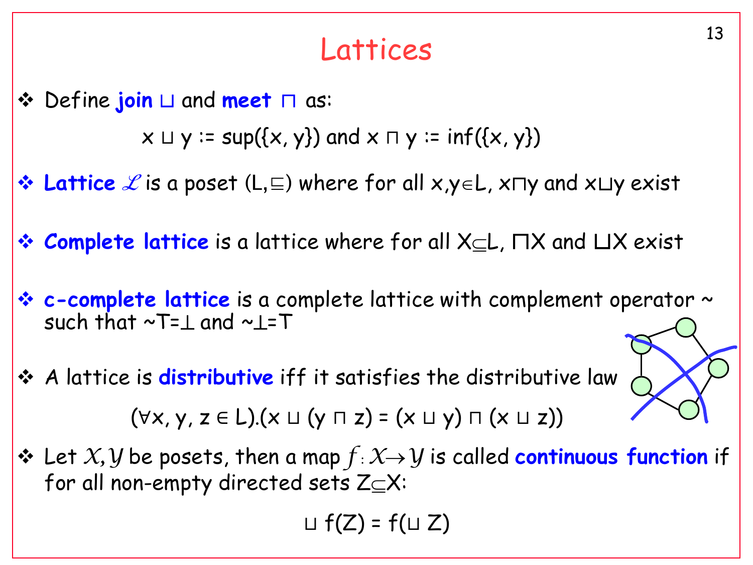# Lattices

- Define **join** $\sqcup$ and **meet** $\sqcap$ as:

$$x \sqcup y := \sup(\{x, y\}) \text{ and } x \sqcap y := \inf(\{x, y\})$$

- **Lattice** $\mathscr{L}$ is a poset $(L, \sqsubseteq)$ where for all $x, y \in L$, $x \sqcap y$ and $x \sqcup y$ exist

- **Complete lattice** is a lattice where for all $X \subseteq L$, $\sqcap X$ and $\sqcup X$ exist

- **c-complete lattice** is a complete lattice with complement operator ~ such that $\sim\top = \bot$ and $\sim\bot = \top$

- A lattice is **distributive** iff it satisfies the distributive law

$$(\forall x, y, z \in L).(x \sqcup (y \sqcap z) = (x \sqcup y) \sqcap (x \sqcup z))$$

- Let $\mathcal{X}, \mathcal{Y}$ be posets, then a map $f : \mathcal{X} \rightarrow \mathcal{Y}$ is called **continuous function** if for all non-empty directed sets $Z \subseteq X$:

$$\sqcup f(Z) = f(\sqcup Z)$$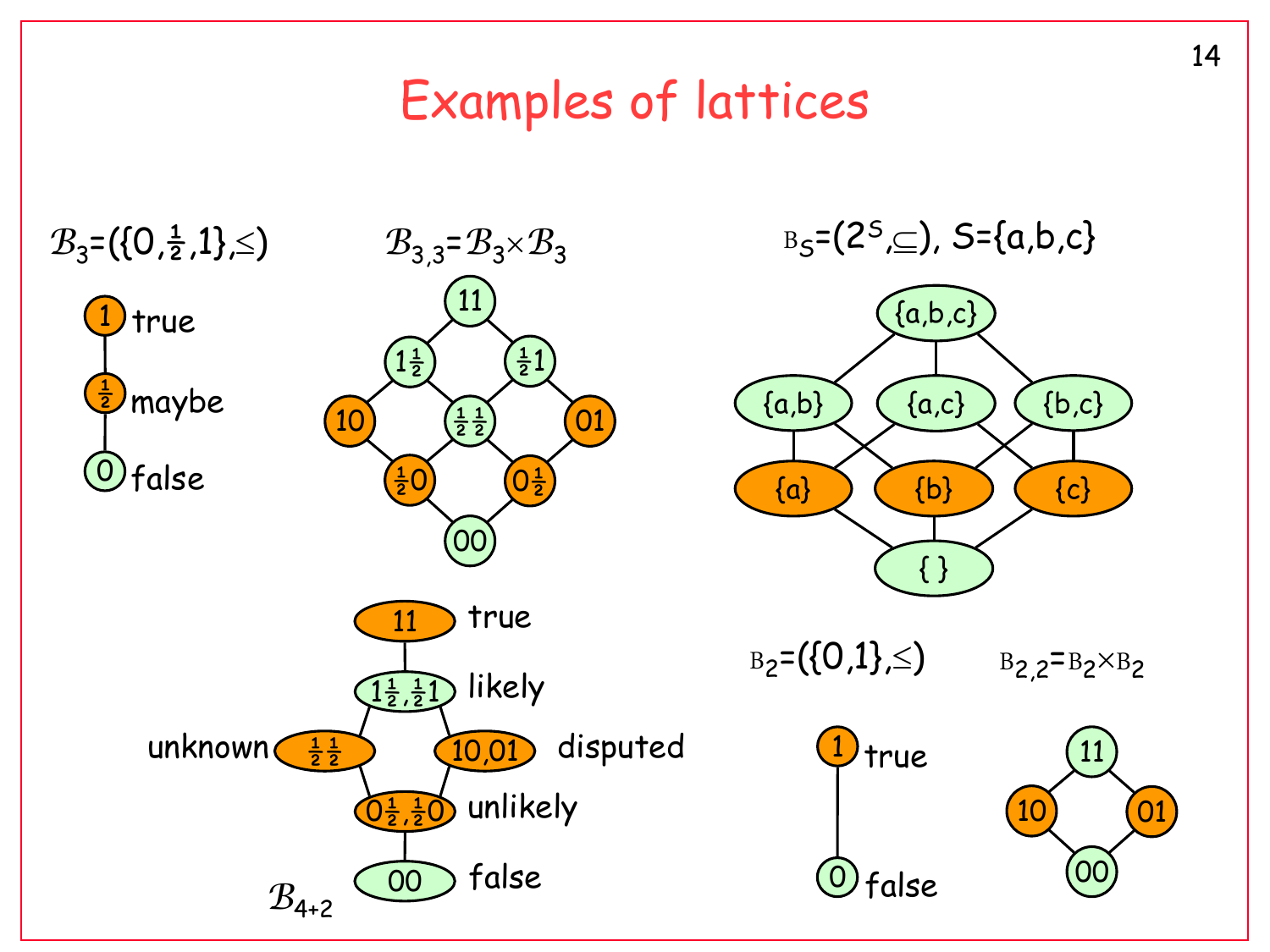# Examples of lattices

$\mathcal{B}_3 = (\{0, \frac{1}{2}, 1\}, \leq)$

1 true

½ maybe

0 false

$\mathcal{B}_{3,3} = \mathcal{B}_3 \times \mathcal{B}_3$

11, 1½, ½1, 10, ½½, 01, ½0, 0½, 00

$B_S = (2^S, \subseteq)$, $S = \{a,b,c\}$

{a,b,c}, {a,b}, {a,c}, {b,c}, {a}, {b}, {c}, { }

$\mathcal{B}_{4+2}$

11 true

1½, ½1 likely

unknown ½½

10,01 disputed

0½, ½0 unlikely

00 false

$B_2 = (\{0,1\}, \leq)$

1 true

0 false

$B_{2,2} = B_2 \times B_2$

11, 10, 01, 00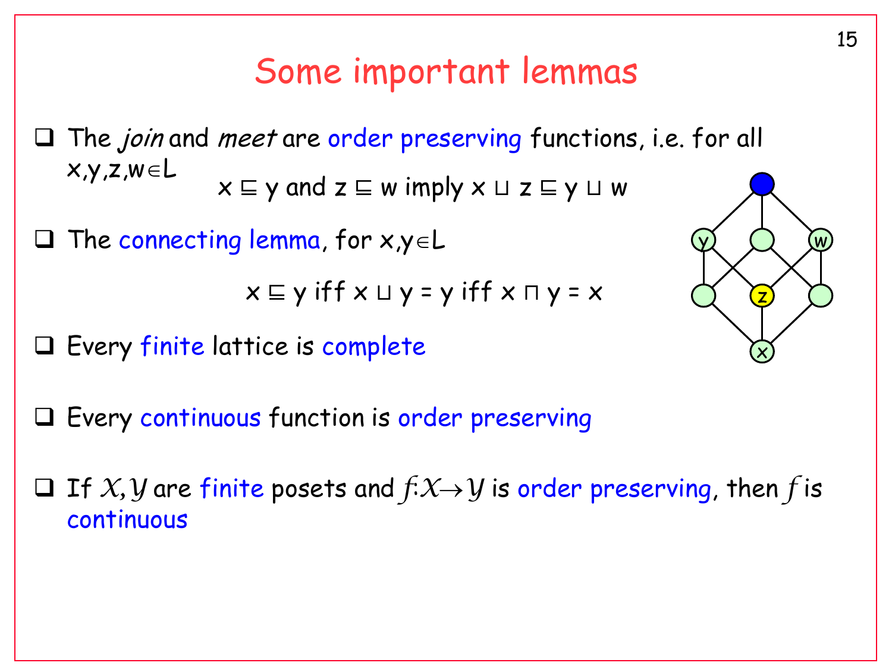# Some important lemmas

- The *join* and *meet* are order preserving functions, i.e. for all $x,y,z,w \in L$

  $$x \sqsubseteq y \text{ and } z \sqsubseteq w \text{ imply } x \sqcup z \sqsubseteq y \sqcup w$$

- The connecting lemma, for $x,y \in L$

  $$x \sqsubseteq y \text{ iff } x \sqcup y = y \text{ iff } x \sqcap y = x$$

- Every finite lattice is complete

- Every continuous function is order preserving

- If $\mathcal{X}, \mathcal{Y}$ are finite posets and $f: \mathcal{X} \to \mathcal{Y}$ is order preserving, then $f$ is continuous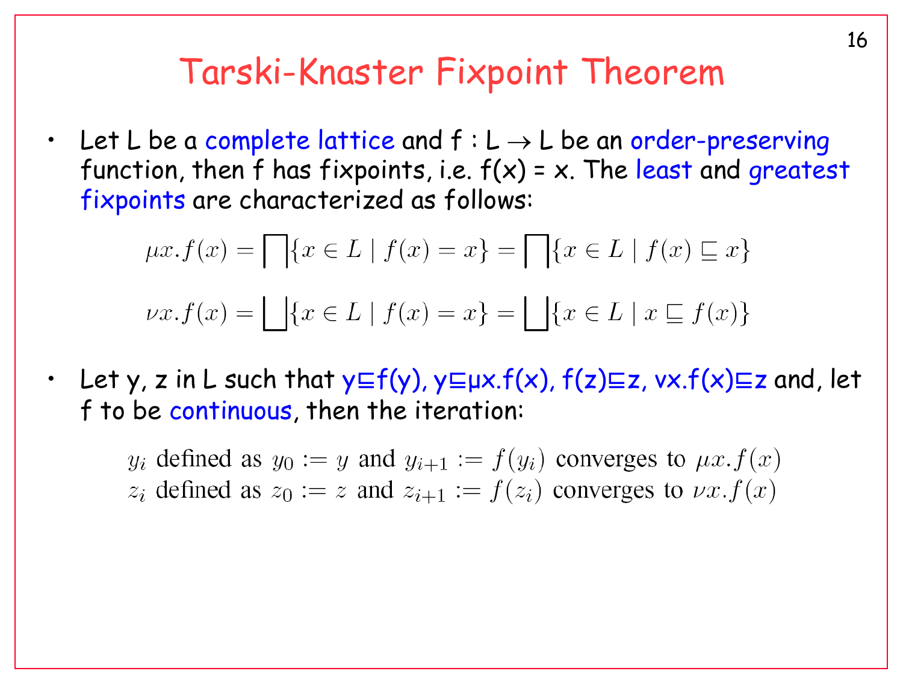# Tarski-Knaster Fixpoint Theorem

- Let L be a complete lattice and f : L → L be an order-preserving function, then f has fixpoints, i.e. f(x) = x. The least and greatest fixpoints are characterized as follows:

$$\mu x.f(x) = \bigsqcap\{x \in L \mid f(x) = x\} = \bigsqcap\{x \in L \mid f(x) \sqsubseteq x\}$$

$$\nu x.f(x) = \bigsqcup\{x \in L \mid f(x) = x\} = \bigsqcup\{x \in L \mid x \sqsubseteq f(x)\}$$

- Let y, z in L such that $y \sqsubseteq f(y)$, $y \sqsubseteq \mu x.f(x)$, $f(z) \sqsubseteq z$, $\nu x.f(x) \sqsubseteq z$ and, let f to be continuous, then the iteration:

$y_i$ defined as $y_0 := y$ and $y_{i+1} := f(y_i)$ converges to $\mu x.f(x)$
$z_i$ defined as $z_0 := z$ and $z_{i+1} := f(z_i)$ converges to $\nu x.f(x)$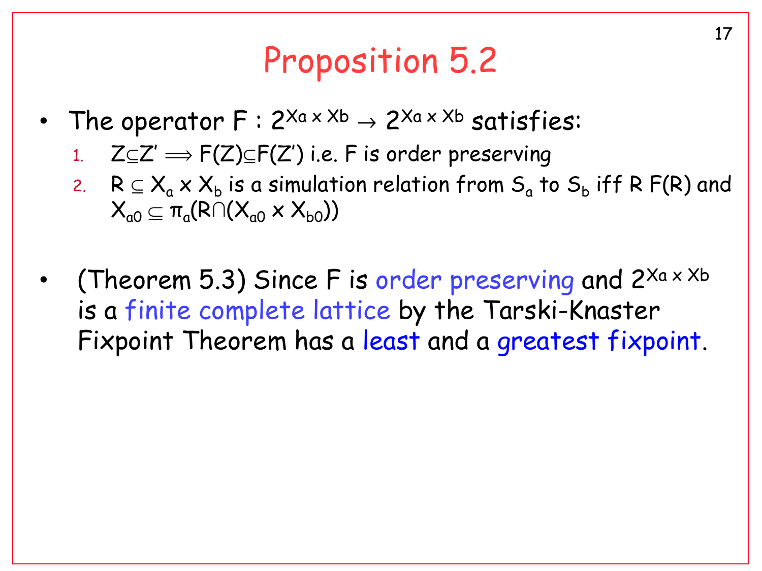# Proposition 5.2

- The operator $F : 2^{X_a \times X_b} \rightarrow 2^{X_a \times X_b}$ satisfies:
  1. $Z \subseteq Z' \Longrightarrow F(Z) \subseteq F(Z')$ i.e. F is order preserving
  2. $R \subseteq X_a \times X_b$ is a simulation relation from $S_a$ to $S_b$ iff R F(R) and $X_{a0} \subseteq \pi_a(R \cap (X_{a0} \times X_{b0}))$

- (Theorem 5.3) Since F is order preserving and $2^{X_a \times X_b}$ is a finite complete lattice by the Tarski-Knaster Fixpoint Theorem has a least and a greatest fixpoint.